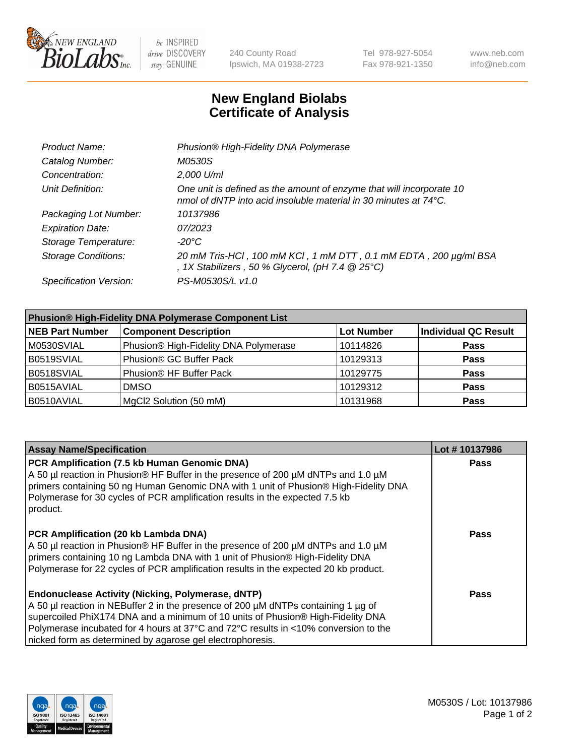# New England Biolabs
# Certificate of Analysis

| | |
|---|---|
| *Product Name:* | *Phusion® High-Fidelity DNA Polymerase* |
| *Catalog Number:* | *M0530S* |
| *Concentration:* | *2,000 U/ml* |
| *Unit Definition:* | *One unit is defined as the amount of enzyme that will incorporate 10 nmol of dNTP into acid insoluble material in 30 minutes at 74°C.* |
| *Packaging Lot Number:* | *10137986* |
| *Expiration Date:* | *07/2023* |
| *Storage Temperature:* | *-20°C* |
| *Storage Conditions:* | *20 mM Tris-HCl , 100 mM KCl , 1 mM DTT , 0.1 mM EDTA , 200 µg/ml BSA , 1X Stabilizers , 50 % Glycerol, (pH 7.4 @ 25°C)* |
| *Specification Version:* | *PS-M0530S/L v1.0* |

| **Phusion® High-Fidelity DNA Polymerase Component List** | | | |
|---|---|---|---|
| **NEB Part Number** | **Component Description** | **Lot Number** | **Individual QC Result** |
| M0530SVIAL | Phusion® High-Fidelity DNA Polymerase | 10114826 | **Pass** |
| B0519SVIAL | Phusion® GC Buffer Pack | 10129313 | **Pass** |
| B0518SVIAL | Phusion® HF Buffer Pack | 10129775 | **Pass** |
| B0515AVIAL | DMSO | 10129312 | **Pass** |
| B0510AVIAL | MgCl2 Solution (50 mM) | 10131968 | **Pass** |

| **Assay Name/Specification** | **Lot # 10137986** |
|---|---|
| **PCR Amplification (7.5 kb Human Genomic DNA)** A 50 µl reaction in Phusion® HF Buffer in the presence of 200 µM dNTPs and 1.0 µM primers containing 50 ng Human Genomic DNA with 1 unit of Phusion® High-Fidelity DNA Polymerase for 30 cycles of PCR amplification results in the expected 7.5 kb product. | **Pass** |
| **PCR Amplification (20 kb Lambda DNA)** A 50 µl reaction in Phusion® HF Buffer in the presence of 200 µM dNTPs and 1.0 µM primers containing 10 ng Lambda DNA with 1 unit of Phusion® High-Fidelity DNA Polymerase for 22 cycles of PCR amplification results in the expected 20 kb product. | **Pass** |
| **Endonuclease Activity (Nicking, Polymerase, dNTP)** A 50 µl reaction in NEBuffer 2 in the presence of 200 µM dNTPs containing 1 µg of supercoiled PhiX174 DNA and a minimum of 10 units of Phusion® High-Fidelity DNA Polymerase incubated for 4 hours at 37°C and 72°C results in <10% conversion to the nicked form as determined by agarose gel electrophoresis. | **Pass** |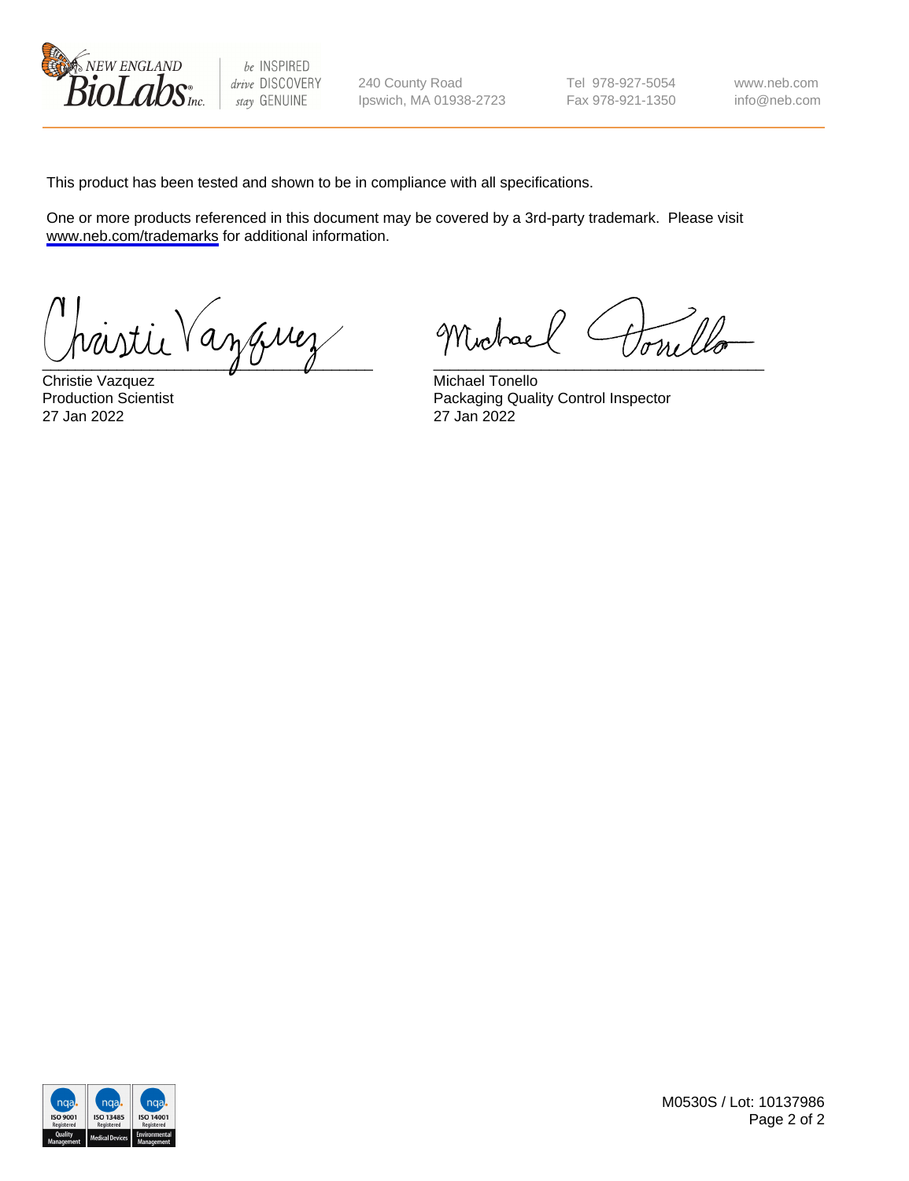This product has been tested and shown to be in compliance with all specifications.

One or more products referenced in this document may be covered by a 3rd-party trademark. Please visit www.neb.com/trademarks for additional information.

Christie Vazquez
Production Scientist
27 Jan 2022

Michael Tonello
Packaging Quality Control Inspector
27 Jan 2022

M0530S / Lot: 10137986